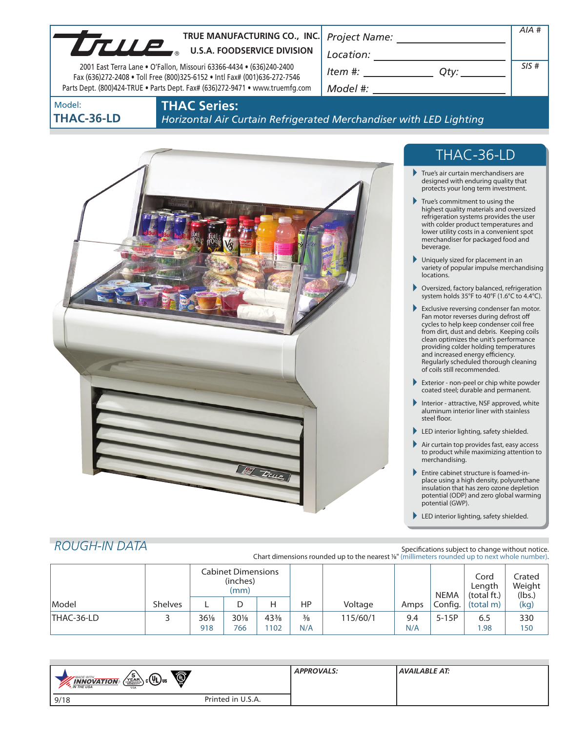# TRUE MANUFACTURING CO., INC.

**U.S.A. FOODSERVICE DIVISION**

2001 East Terra Lane • O'Fallon, Missouri 63366-4434 • (636)240-2400
Fax (636)272-2408 • Toll Free (800)325-6152 • Intl Fax# (001)636-272-7546
Parts Dept. (800)424-TRUE • Parts Dept. Fax# (636)272-9471 • www.truemfg.com

*Project Name:* ____________________ *AIA #*

*Location:* ____________________

*Item #:* ____________ *Qty:* ________ *SIS #*

*Model #:* ____________________

Model: **THAC-36-LD**

## THAC Series:

*Horizontal Air Curtain Refrigerated Merchandiser with LED Lighting*

## THAC-36-LD

- True's air curtain merchandisers are designed with enduring quality that protects your long term investment.
- True's commitment to using the highest quality materials and oversized refrigeration systems provides the user with colder product temperatures and lower utility costs in a convenient spot merchandiser for packaged food and beverage.
- Uniquely sized for placement in an variety of popular impulse merchandising locations.
- Oversized, factory balanced, refrigeration system holds 35°F to 40°F (1.6°C to 4.4°C).
- Exclusive reversing condenser fan motor. Fan motor reverses during defrost off cycles to help keep condenser coil free from dirt, dust and debris. Keeping coils clean optimizes the unit's performance providing colder holding temperatures and increased energy efficiency. Regularly scheduled thorough cleaning of coils still recommended.
- Exterior - non-peel or chip white powder coated steel; durable and permanent.
- Interior - attractive, NSF approved, white aluminum interior liner with stainless steel floor.
- LED interior lighting, safety shielded.
- Air curtain top provides fast, easy access to product while maximizing attention to merchandising.
- Entire cabinet structure is foamed-in-place using a high density, polyurethane insulation that has zero ozone depletion potential (ODP) and zero global warming potential (GWP).
- LED interior lighting, safety shielded.

## ROUGH-IN DATA

Specifications subject to change without notice.
Chart dimensions rounded up to the nearest ⅛" (millimeters rounded up to next whole number).

| Model | Shelves | Cabinet Dimensions (inches) (mm) | | | HP | Voltage | Amps | NEMA Config. | Cord Length (total ft.) (total m) | Crated Weight (lbs.) (kg) |
|---|---|---|---|---|---|---|---|---|---|---|
| | | L | D | H | | | | | | |
| THAC-36-LD | 3 | 36⅛<br>918 | 30⅛<br>766 | 43⅜<br>1102 | ⅜<br>N/A | 115/60/1 | 9.4<br>N/A | 5-15P | 6.5<br>1.98 | 330<br>150 |

*APPROVALS:*

*AVAILABLE AT:*

9/18 Printed in U.S.A.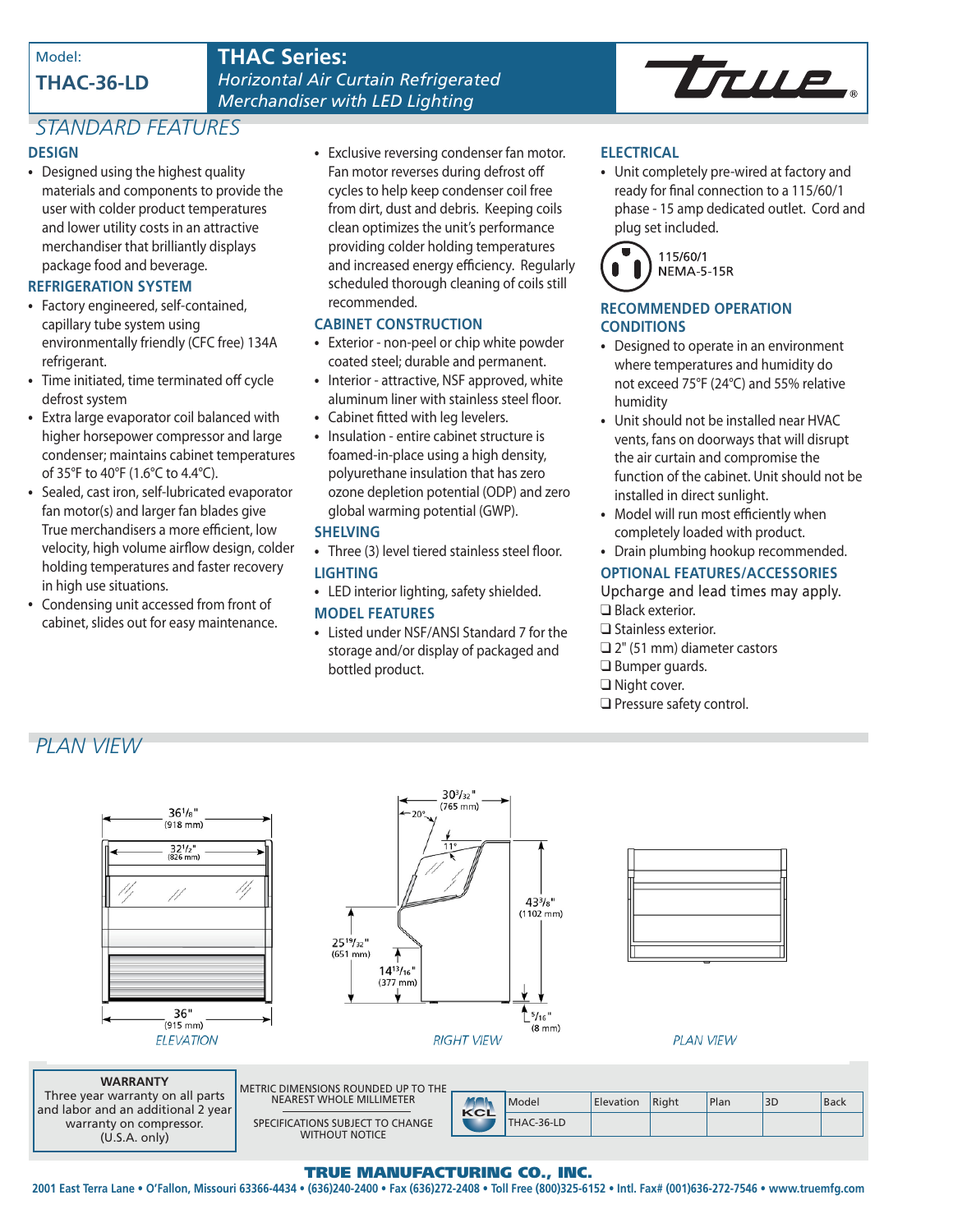Model:

**THAC-36-LD**

# THAC Series:

*Horizontal Air Curtain Refrigerated Merchandiser with LED Lighting*

## STANDARD FEATURES

### DESIGN

- Designed using the highest quality materials and components to provide the user with colder product temperatures and lower utility costs in an attractive merchandiser that brilliantly displays package food and beverage.

### REFRIGERATION SYSTEM

- Factory engineered, self-contained, capillary tube system using environmentally friendly (CFC free) 134A refrigerant.
- Time initiated, time terminated off cycle defrost system
- Extra large evaporator coil balanced with higher horsepower compressor and large condenser; maintains cabinet temperatures of 35°F to 40°F (1.6°C to 4.4°C).
- Sealed, cast iron, self-lubricated evaporator fan motor(s) and larger fan blades give True merchandisers a more efficient, low velocity, high volume airflow design, colder holding temperatures and faster recovery in high use situations.
- Condensing unit accessed from front of cabinet, slides out for easy maintenance.
- Exclusive reversing condenser fan motor. Fan motor reverses during defrost off cycles to help keep condenser coil free from dirt, dust and debris. Keeping coils clean optimizes the unit's performance providing colder holding temperatures and increased energy efficiency. Regularly scheduled thorough cleaning of coils still recommended.

### CABINET CONSTRUCTION

- Exterior - non-peel or chip white powder coated steel; durable and permanent.
- Interior - attractive, NSF approved, white aluminum liner with stainless steel floor.
- Cabinet fitted with leg levelers.
- Insulation - entire cabinet structure is foamed-in-place using a high density, polyurethane insulation that has zero ozone depletion potential (ODP) and zero global warming potential (GWP).

### SHELVING

- Three (3) level tiered stainless steel floor.

### LIGHTING

- LED interior lighting, safety shielded.

### MODEL FEATURES

- Listed under NSF/ANSI Standard 7 for the storage and/or display of packaged and bottled product.

### ELECTRICAL

- Unit completely pre-wired at factory and ready for final connection to a 115/60/1 phase - 15 amp dedicated outlet. Cord and plug set included.

115/60/1
NEMA-5-15R

### RECOMMENDED OPERATION CONDITIONS

- Designed to operate in an environment where temperatures and humidity do not exceed 75°F (24°C) and 55% relative humidity
- Unit should not be installed near HVAC vents, fans on doorways that will disrupt the air curtain and compromise the function of the cabinet. Unit should not be installed in direct sunlight.
- Model will run most efficiently when completely loaded with product.
- Drain plumbing hookup recommended.

### OPTIONAL FEATURES/ACCESSORIES

Upcharge and lead times may apply.

- ❑ Black exterior.
- ❑ Stainless exterior.
- ❑ 2" (51 mm) diameter castors
- ❑ Bumper guards.
- ❑ Night cover.
- ❑ Pressure safety control.

## PLAN VIEW

36¹/₈" (918 mm)
32¹/₂" (826 mm)
36" (915 mm)
ELEVATION

30³/₃₂" (765 mm)
20°
11°
43³/₈" (1102 mm)
25¹⁹/₃₂" (651 mm)
14¹³/₁₆" (377 mm)
⁵/₁₆" (8 mm)
RIGHT VIEW

PLAN VIEW

**WARRANTY**
Three year warranty on all parts and labor and an additional 2 year warranty on compressor.
(U.S.A. only)

METRIC DIMENSIONS ROUNDED UP TO THE NEAREST WHOLE MILLIMETER

SPECIFICATIONS SUBJECT TO CHANGE WITHOUT NOTICE

| Model | Elevation | Right | Plan | 3D | Back |
|---|---|---|---|---|---|
| THAC-36-LD | | | | | |

**TRUE MANUFACTURING CO., INC.**

2001 East Terra Lane • O'Fallon, Missouri 63366-4434 • (636)240-2400 • Fax (636)272-2408 • Toll Free (800)325-6152 • Intl. Fax# (001)636-272-7546 • www.truemfg.com